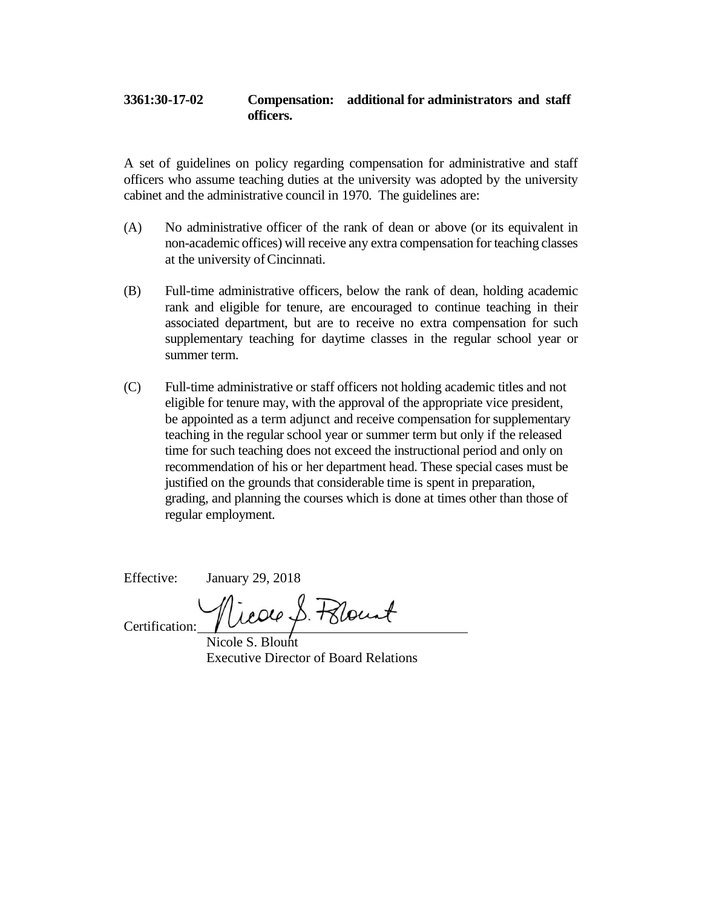**3361:30-17-02 Compensation: additional for administrators and staff officers.**

A set of guidelines on policy regarding compensation for administrative and staff officers who assume teaching duties at the university was adopted by the university cabinet and the administrative council in 1970. The guidelines are:

(A) No administrative officer of the rank of dean or above (or its equivalent in non-academic offices) will receive any extra compensation for teaching classes at the university of Cincinnati.

(B) Full-time administrative officers, below the rank of dean, holding academic rank and eligible for tenure, are encouraged to continue teaching in their associated department, but are to receive no extra compensation for such supplementary teaching for daytime classes in the regular school year or summer term.

(C) Full-time administrative or staff officers not holding academic titles and not eligible for tenure may, with the approval of the appropriate vice president, be appointed as a term adjunct and receive compensation for supplementary teaching in the regular school year or summer term but only if the released time for such teaching does not exceed the instructional period and only on recommendation of his or her department head. These special cases must be justified on the grounds that considerable time is spent in preparation, grading, and planning the courses which is done at times other than those of regular employment.

Effective: January 29, 2018

Certification: Nicole S. Blount

Nicole S. Blount
Executive Director of Board Relations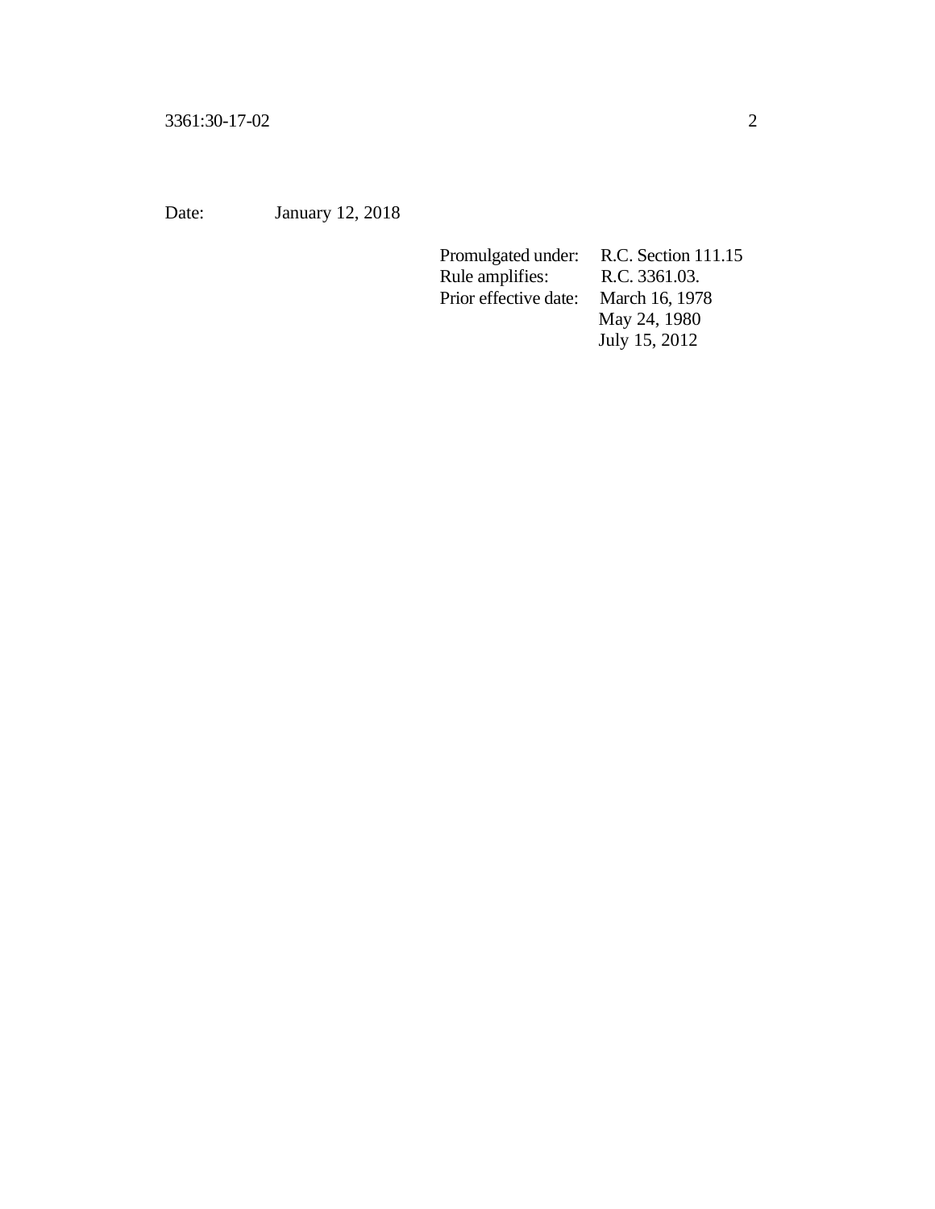Date: January 12, 2018

Promulgated under: R.C. Section 111.15
Rule amplifies: R.C. 3361.03.
Prior effective date: March 16, 1978
May 24, 1980
July 15, 2012